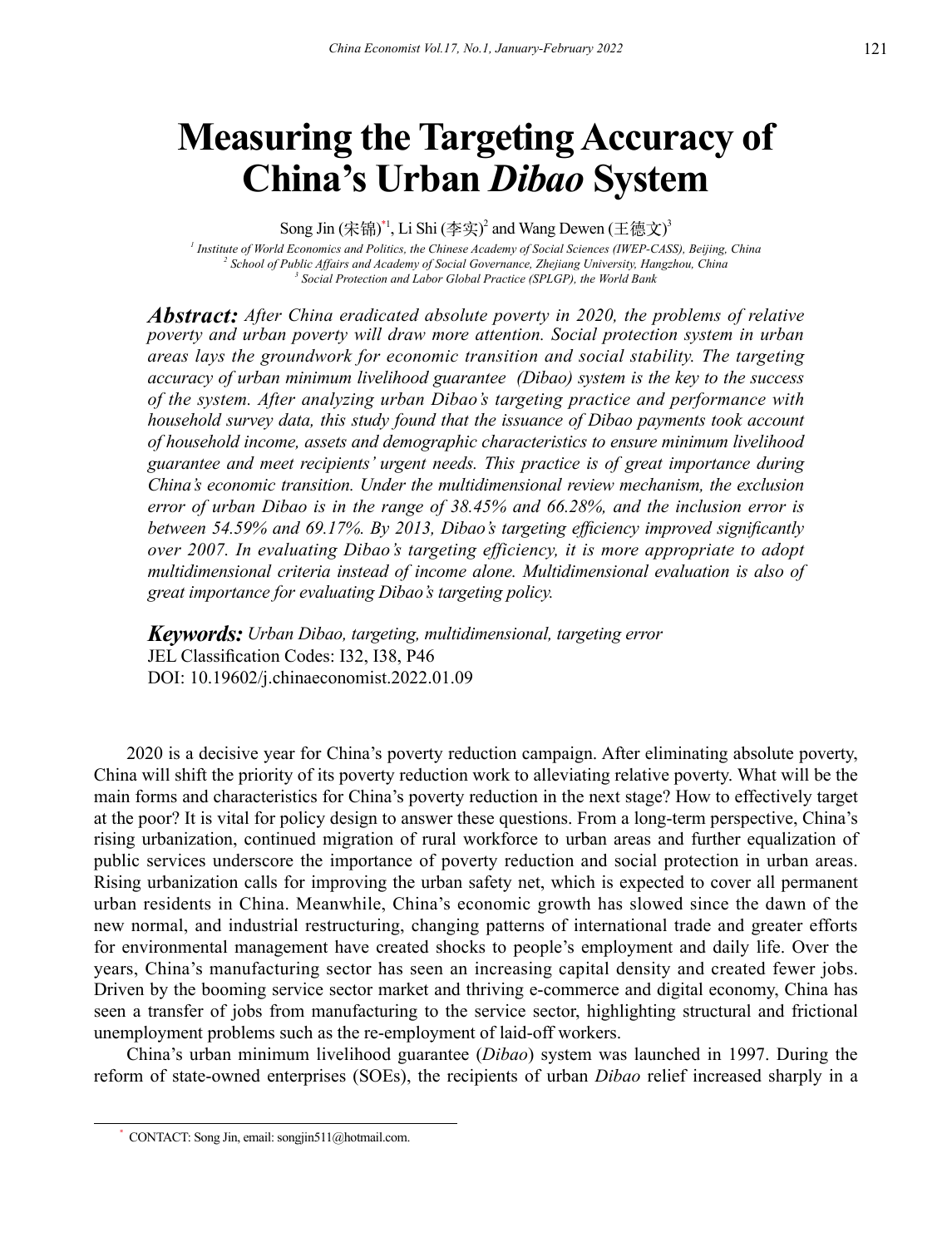# Measuring the Targeting Accuracy of China's Urban *Dibao* System

Song Jin (宋锦)*[1], Li Shi (李实)[2] and Wang Dewen (王德文)[3]

[1] *Institute of World Economics and Politics, the Chinese Academy of Social Sciences (IWEP-CASS), Beijing, China*
[2] *School of Public Affairs and Academy of Social Governance, Zhejiang University, Hangzhou, China*
[3] *Social Protection and Labor Global Practice (SPLGP), the World Bank*

***Abstract:*** *After China eradicated absolute poverty in 2020, the problems of relative poverty and urban poverty will draw more attention. Social protection system in urban areas lays the groundwork for economic transition and social stability. The targeting accuracy of urban minimum livelihood guarantee (Dibao) system is the key to the success of the system. After analyzing urban Dibao's targeting practice and performance with household survey data, this study found that the issuance of Dibao payments took account of household income, assets and demographic characteristics to ensure minimum livelihood guarantee and meet recipients' urgent needs. This practice is of great importance during China's economic transition. Under the multidimensional review mechanism, the exclusion error of urban Dibao is in the range of 38.45% and 66.28%, and the inclusion error is between 54.59% and 69.17%. By 2013, Dibao's targeting efficiency improved significantly over 2007. In evaluating Dibao's targeting efficiency, it is more appropriate to adopt multidimensional criteria instead of income alone. Multidimensional evaluation is also of great importance for evaluating Dibao's targeting policy.*

***Keywords:*** *Urban Dibao, targeting, multidimensional, targeting error*
JEL Classification Codes: I32, I38, P46
DOI: 10.19602/j.chinaeconomist.2022.01.09

2020 is a decisive year for China's poverty reduction campaign. After eliminating absolute poverty, China will shift the priority of its poverty reduction work to alleviating relative poverty. What will be the main forms and characteristics for China's poverty reduction in the next stage? How to effectively target at the poor? It is vital for policy design to answer these questions. From a long-term perspective, China's rising urbanization, continued migration of rural workforce to urban areas and further equalization of public services underscore the importance of poverty reduction and social protection in urban areas. Rising urbanization calls for improving the urban safety net, which is expected to cover all permanent urban residents in China. Meanwhile, China's economic growth has slowed since the dawn of the new normal, and industrial restructuring, changing patterns of international trade and greater efforts for environmental management have created shocks to people's employment and daily life. Over the years, China's manufacturing sector has seen an increasing capital density and created fewer jobs. Driven by the booming service sector market and thriving e-commerce and digital economy, China has seen a transfer of jobs from manufacturing to the service sector, highlighting structural and frictional unemployment problems such as the re-employment of laid-off workers.

China's urban minimum livelihood guarantee (*Dibao*) system was launched in 1997. During the reform of state-owned enterprises (SOEs), the recipients of urban *Dibao* relief increased sharply in a

* CONTACT: Song Jin, email: songjin511@hotmail.com.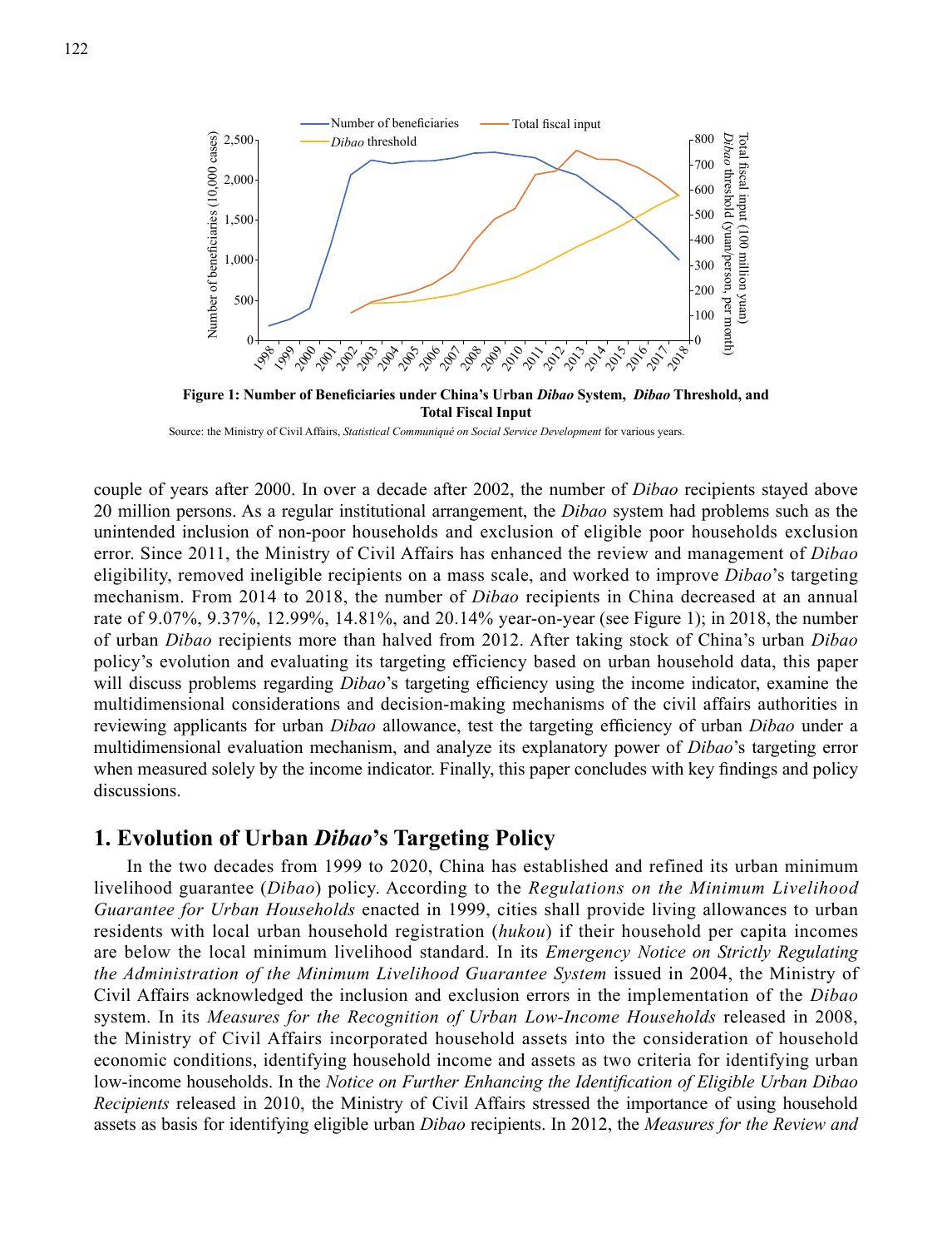**Figure 1: Number of Beneficiaries under China's Urban *Dibao* System, *Dibao* Threshold, and Total Fiscal Input**

Source: the Ministry of Civil Affairs, *Statistical Communiqué on Social Service Development* for various years.

couple of years after 2000. In over a decade after 2002, the number of *Dibao* recipients stayed above 20 million persons. As a regular institutional arrangement, the *Dibao* system had problems such as the unintended inclusion of non-poor households and exclusion of eligible poor households exclusion error. Since 2011, the Ministry of Civil Affairs has enhanced the review and management of *Dibao* eligibility, removed ineligible recipients on a mass scale, and worked to improve *Dibao*'s targeting mechanism. From 2014 to 2018, the number of *Dibao* recipients in China decreased at an annual rate of 9.07%, 9.37%, 12.99%, 14.81%, and 20.14% year-on-year (see Figure 1); in 2018, the number of urban *Dibao* recipients more than halved from 2012. After taking stock of China's urban *Dibao* policy's evolution and evaluating its targeting efficiency based on urban household data, this paper will discuss problems regarding *Dibao*'s targeting efficiency using the income indicator, examine the multidimensional considerations and decision-making mechanisms of the civil affairs authorities in reviewing applicants for urban *Dibao* allowance, test the targeting efficiency of urban *Dibao* under a multidimensional evaluation mechanism, and analyze its explanatory power of *Dibao*'s targeting error when measured solely by the income indicator. Finally, this paper concludes with key findings and policy discussions.

## 1. Evolution of Urban *Dibao*'s Targeting Policy

In the two decades from 1999 to 2020, China has established and refined its urban minimum livelihood guarantee (*Dibao*) policy. According to the *Regulations on the Minimum Livelihood Guarantee for Urban Households* enacted in 1999, cities shall provide living allowances to urban residents with local urban household registration (*hukou*) if their household per capita incomes are below the local minimum livelihood standard. In its *Emergency Notice on Strictly Regulating the Administration of the Minimum Livelihood Guarantee System* issued in 2004, the Ministry of Civil Affairs acknowledged the inclusion and exclusion errors in the implementation of the *Dibao* system. In its *Measures for the Recognition of Urban Low-Income Households* released in 2008, the Ministry of Civil Affairs incorporated household assets into the consideration of household economic conditions, identifying household income and assets as two criteria for identifying urban low-income households. In the *Notice on Further Enhancing the Identification of Eligible Urban Dibao Recipients* released in 2010, the Ministry of Civil Affairs stressed the importance of using household assets as basis for identifying eligible urban *Dibao* recipients. In 2012, the *Measures for the Review and*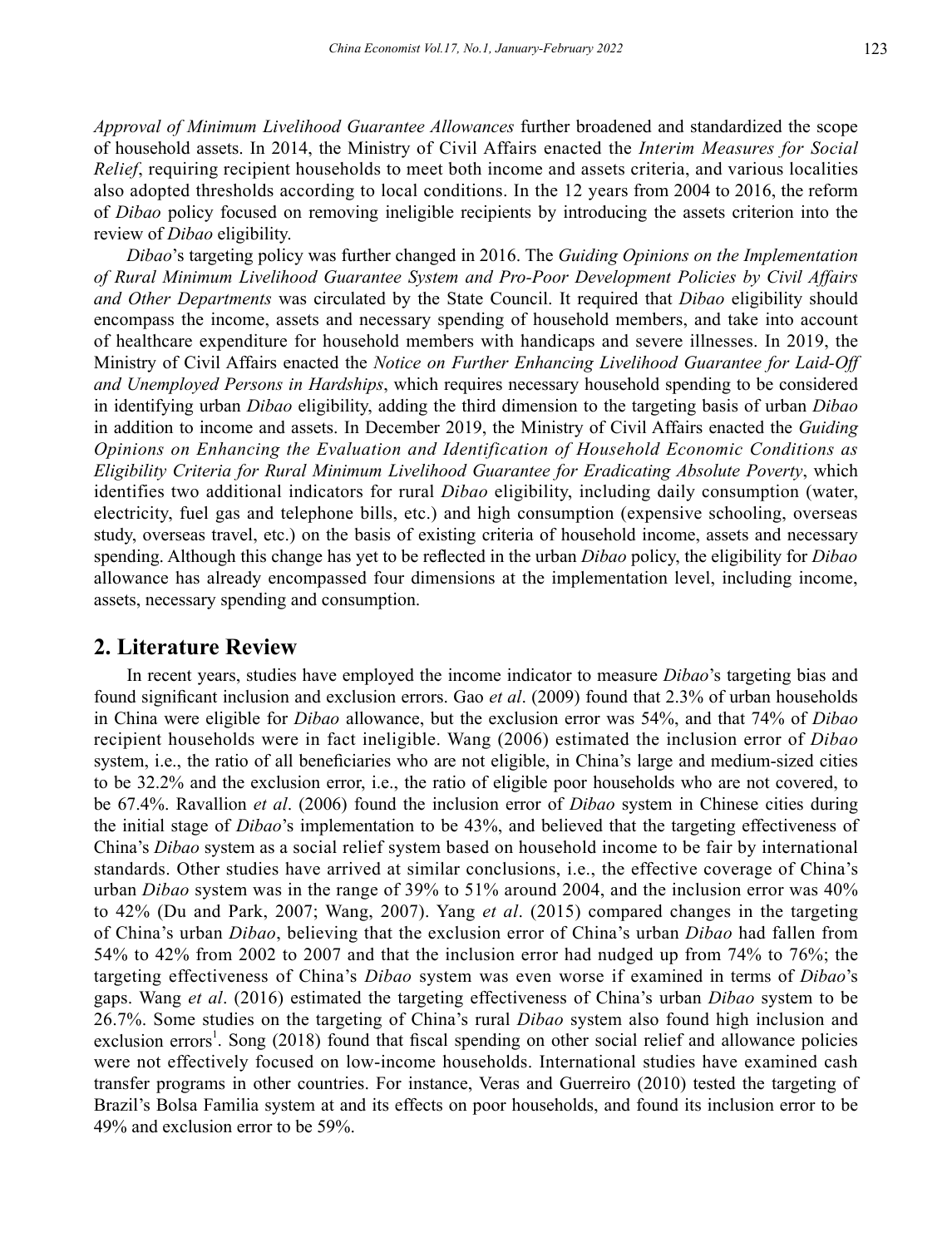*Approval of Minimum Livelihood Guarantee Allowances* further broadened and standardized the scope of household assets. In 2014, the Ministry of Civil Affairs enacted the *Interim Measures for Social Relief*, requiring recipient households to meet both income and assets criteria, and various localities also adopted thresholds according to local conditions. In the 12 years from 2004 to 2016, the reform of *Dibao* policy focused on removing ineligible recipients by introducing the assets criterion into the review of *Dibao* eligibility.

*Dibao*'s targeting policy was further changed in 2016. The *Guiding Opinions on the Implementation of Rural Minimum Livelihood Guarantee System and Pro-Poor Development Policies by Civil Affairs and Other Departments* was circulated by the State Council. It required that *Dibao* eligibility should encompass the income, assets and necessary spending of household members, and take into account of healthcare expenditure for household members with handicaps and severe illnesses. In 2019, the Ministry of Civil Affairs enacted the *Notice on Further Enhancing Livelihood Guarantee for Laid-Off and Unemployed Persons in Hardships*, which requires necessary household spending to be considered in identifying urban *Dibao* eligibility, adding the third dimension to the targeting basis of urban *Dibao* in addition to income and assets. In December 2019, the Ministry of Civil Affairs enacted the *Guiding Opinions on Enhancing the Evaluation and Identification of Household Economic Conditions as Eligibility Criteria for Rural Minimum Livelihood Guarantee for Eradicating Absolute Poverty*, which identifies two additional indicators for rural *Dibao* eligibility, including daily consumption (water, electricity, fuel gas and telephone bills, etc.) and high consumption (expensive schooling, overseas study, overseas travel, etc.) on the basis of existing criteria of household income, assets and necessary spending. Although this change has yet to be reflected in the urban *Dibao* policy, the eligibility for *Dibao* allowance has already encompassed four dimensions at the implementation level, including income, assets, necessary spending and consumption.

## 2. Literature Review

In recent years, studies have employed the income indicator to measure *Dibao*'s targeting bias and found significant inclusion and exclusion errors. Gao *et al*. (2009) found that 2.3% of urban households in China were eligible for *Dibao* allowance, but the exclusion error was 54%, and that 74% of *Dibao* recipient households were in fact ineligible. Wang (2006) estimated the inclusion error of *Dibao* system, i.e., the ratio of all beneficiaries who are not eligible, in China's large and medium-sized cities to be 32.2% and the exclusion error, i.e., the ratio of eligible poor households who are not covered, to be 67.4%. Ravallion *et al*. (2006) found the inclusion error of *Dibao* system in Chinese cities during the initial stage of *Dibao*'s implementation to be 43%, and believed that the targeting effectiveness of China's *Dibao* system as a social relief system based on household income to be fair by international standards. Other studies have arrived at similar conclusions, i.e., the effective coverage of China's urban *Dibao* system was in the range of 39% to 51% around 2004, and the inclusion error was 40% to 42% (Du and Park, 2007; Wang, 2007). Yang *et al*. (2015) compared changes in the targeting of China's urban *Dibao*, believing that the exclusion error of China's urban *Dibao* had fallen from 54% to 42% from 2002 to 2007 and that the inclusion error had nudged up from 74% to 76%; the targeting effectiveness of China's *Dibao* system was even worse if examined in terms of *Dibao*'s gaps. Wang *et al*. (2016) estimated the targeting effectiveness of China's urban *Dibao* system to be 26.7%. Some studies on the targeting of China's rural *Dibao* system also found high inclusion and exclusion errors[1]. Song (2018) found that fiscal spending on other social relief and allowance policies were not effectively focused on low-income households. International studies have examined cash transfer programs in other countries. For instance, Veras and Guerreiro (2010) tested the targeting of Brazil's Bolsa Familia system at and its effects on poor households, and found its inclusion error to be 49% and exclusion error to be 59%.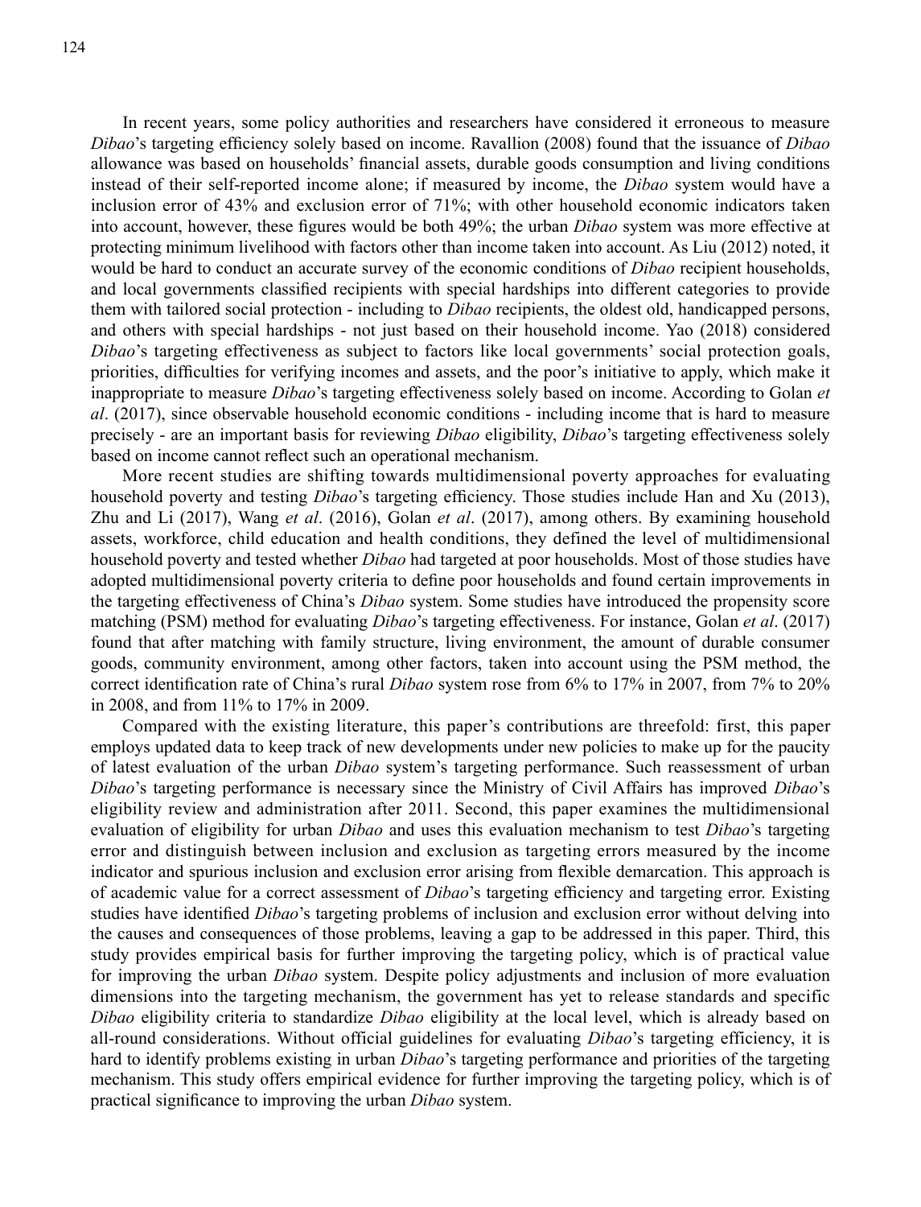In recent years, some policy authorities and researchers have considered it erroneous to measure *Dibao*'s targeting efficiency solely based on income. Ravallion (2008) found that the issuance of *Dibao* allowance was based on households' financial assets, durable goods consumption and living conditions instead of their self-reported income alone; if measured by income, the *Dibao* system would have a inclusion error of 43% and exclusion error of 71%; with other household economic indicators taken into account, however, these figures would be both 49%; the urban *Dibao* system was more effective at protecting minimum livelihood with factors other than income taken into account. As Liu (2012) noted, it would be hard to conduct an accurate survey of the economic conditions of *Dibao* recipient households, and local governments classified recipients with special hardships into different categories to provide them with tailored social protection - including to *Dibao* recipients, the oldest old, handicapped persons, and others with special hardships - not just based on their household income. Yao (2018) considered *Dibao*'s targeting effectiveness as subject to factors like local governments' social protection goals, priorities, difficulties for verifying incomes and assets, and the poor's initiative to apply, which make it inappropriate to measure *Dibao*'s targeting effectiveness solely based on income. According to Golan *et al*. (2017), since observable household economic conditions - including income that is hard to measure precisely - are an important basis for reviewing *Dibao* eligibility, *Dibao*'s targeting effectiveness solely based on income cannot reflect such an operational mechanism.

More recent studies are shifting towards multidimensional poverty approaches for evaluating household poverty and testing *Dibao*'s targeting efficiency. Those studies include Han and Xu (2013), Zhu and Li (2017), Wang *et al*. (2016), Golan *et al*. (2017), among others. By examining household assets, workforce, child education and health conditions, they defined the level of multidimensional household poverty and tested whether *Dibao* had targeted at poor households. Most of those studies have adopted multidimensional poverty criteria to define poor households and found certain improvements in the targeting effectiveness of China's *Dibao* system. Some studies have introduced the propensity score matching (PSM) method for evaluating *Dibao*'s targeting effectiveness. For instance, Golan *et al*. (2017) found that after matching with family structure, living environment, the amount of durable consumer goods, community environment, among other factors, taken into account using the PSM method, the correct identification rate of China's rural *Dibao* system rose from 6% to 17% in 2007, from 7% to 20% in 2008, and from 11% to 17% in 2009.

Compared with the existing literature, this paper's contributions are threefold: first, this paper employs updated data to keep track of new developments under new policies to make up for the paucity of latest evaluation of the urban *Dibao* system's targeting performance. Such reassessment of urban *Dibao*'s targeting performance is necessary since the Ministry of Civil Affairs has improved *Dibao*'s eligibility review and administration after 2011. Second, this paper examines the multidimensional evaluation of eligibility for urban *Dibao* and uses this evaluation mechanism to test *Dibao*'s targeting error and distinguish between inclusion and exclusion as targeting errors measured by the income indicator and spurious inclusion and exclusion error arising from flexible demarcation. This approach is of academic value for a correct assessment of *Dibao*'s targeting efficiency and targeting error. Existing studies have identified *Dibao*'s targeting problems of inclusion and exclusion error without delving into the causes and consequences of those problems, leaving a gap to be addressed in this paper. Third, this study provides empirical basis for further improving the targeting policy, which is of practical value for improving the urban *Dibao* system. Despite policy adjustments and inclusion of more evaluation dimensions into the targeting mechanism, the government has yet to release standards and specific *Dibao* eligibility criteria to standardize *Dibao* eligibility at the local level, which is already based on all-round considerations. Without official guidelines for evaluating *Dibao*'s targeting efficiency, it is hard to identify problems existing in urban *Dibao*'s targeting performance and priorities of the targeting mechanism. This study offers empirical evidence for further improving the targeting policy, which is of practical significance to improving the urban *Dibao* system.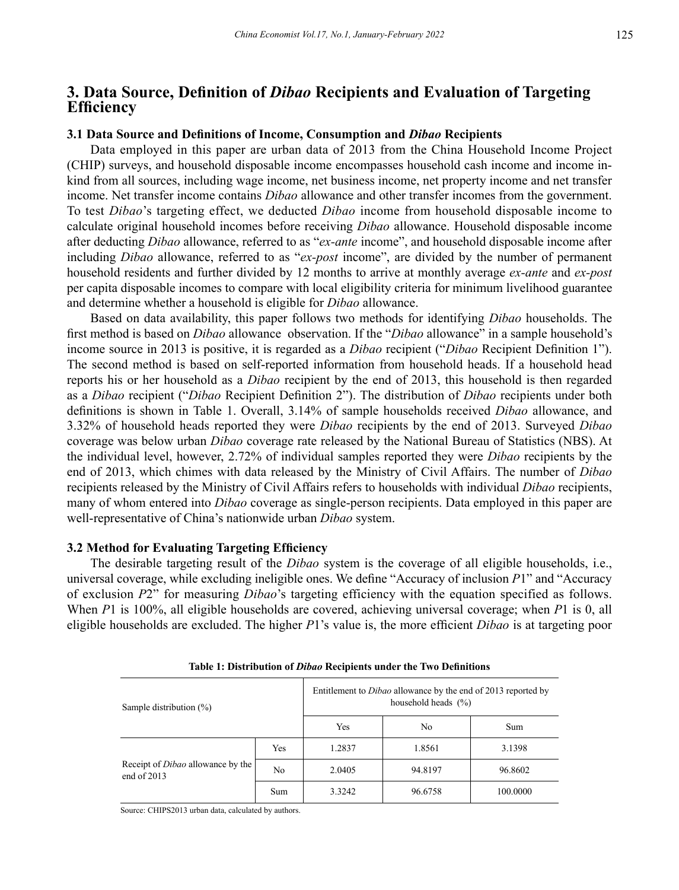# 3. Data Source, Definition of *Dibao* Recipients and Evaluation of Targeting Efficiency

### 3.1 Data Source and Definitions of Income, Consumption and *Dibao* Recipients

Data employed in this paper are urban data of 2013 from the China Household Income Project (CHIP) surveys, and household disposable income encompasses household cash income and income in-kind from all sources, including wage income, net business income, net property income and net transfer income. Net transfer income contains *Dibao* allowance and other transfer incomes from the government. To test *Dibao*'s targeting effect, we deducted *Dibao* income from household disposable income to calculate original household incomes before receiving *Dibao* allowance. Household disposable income after deducting *Dibao* allowance, referred to as "*ex-ante* income", and household disposable income after including *Dibao* allowance, referred to as "*ex-post* income", are divided by the number of permanent household residents and further divided by 12 months to arrive at monthly average *ex-ante* and *ex-post* per capita disposable incomes to compare with local eligibility criteria for minimum livelihood guarantee and determine whether a household is eligible for *Dibao* allowance.

Based on data availability, this paper follows two methods for identifying *Dibao* households. The first method is based on *Dibao* allowance observation. If the "*Dibao* allowance" in a sample household's income source in 2013 is positive, it is regarded as a *Dibao* recipient ("*Dibao* Recipient Definition 1"). The second method is based on self-reported information from household heads. If a household head reports his or her household as a *Dibao* recipient by the end of 2013, this household is then regarded as a *Dibao* recipient ("*Dibao* Recipient Definition 2"). The distribution of *Dibao* recipients under both definitions is shown in Table 1. Overall, 3.14% of sample households received *Dibao* allowance, and 3.32% of household heads reported they were *Dibao* recipients by the end of 2013. Surveyed *Dibao* coverage was below urban *Dibao* coverage rate released by the National Bureau of Statistics (NBS). At the individual level, however, 2.72% of individual samples reported they were *Dibao* recipients by the end of 2013, which chimes with data released by the Ministry of Civil Affairs. The number of *Dibao* recipients released by the Ministry of Civil Affairs refers to households with individual *Dibao* recipients, many of whom entered into *Dibao* coverage as single-person recipients. Data employed in this paper are well-representative of China's nationwide urban *Dibao* system.

### 3.2 Method for Evaluating Targeting Efficiency

The desirable targeting result of the *Dibao* system is the coverage of all eligible households, i.e., universal coverage, while excluding ineligible ones. We define "Accuracy of inclusion $P1$" and "Accuracy of exclusion $P2$" for measuring *Dibao*'s targeting efficiency with the equation specified as follows. When $P1$ is 100%, all eligible households are covered, achieving universal coverage; when $P1$ is 0, all eligible households are excluded. The higher $P1$'s value is, the more efficient *Dibao* is at targeting poor

**Table 1: Distribution of *Dibao* Recipients under the Two Definitions**

| Sample distribution (%) | | Entitlement to *Dibao* allowance by the end of 2013 reported by household heads (%) | | |
|---|---|---|---|---|
| | | Yes | No | Sum |
| Receipt of *Dibao* allowance by the end of 2013 | Yes | 1.2837 | 1.8561 | 3.1398 |
| | No | 2.0405 | 94.8197 | 96.8602 |
| | Sum | 3.3242 | 96.6758 | 100.0000 |

Source: CHIPS2013 urban data, calculated by authors.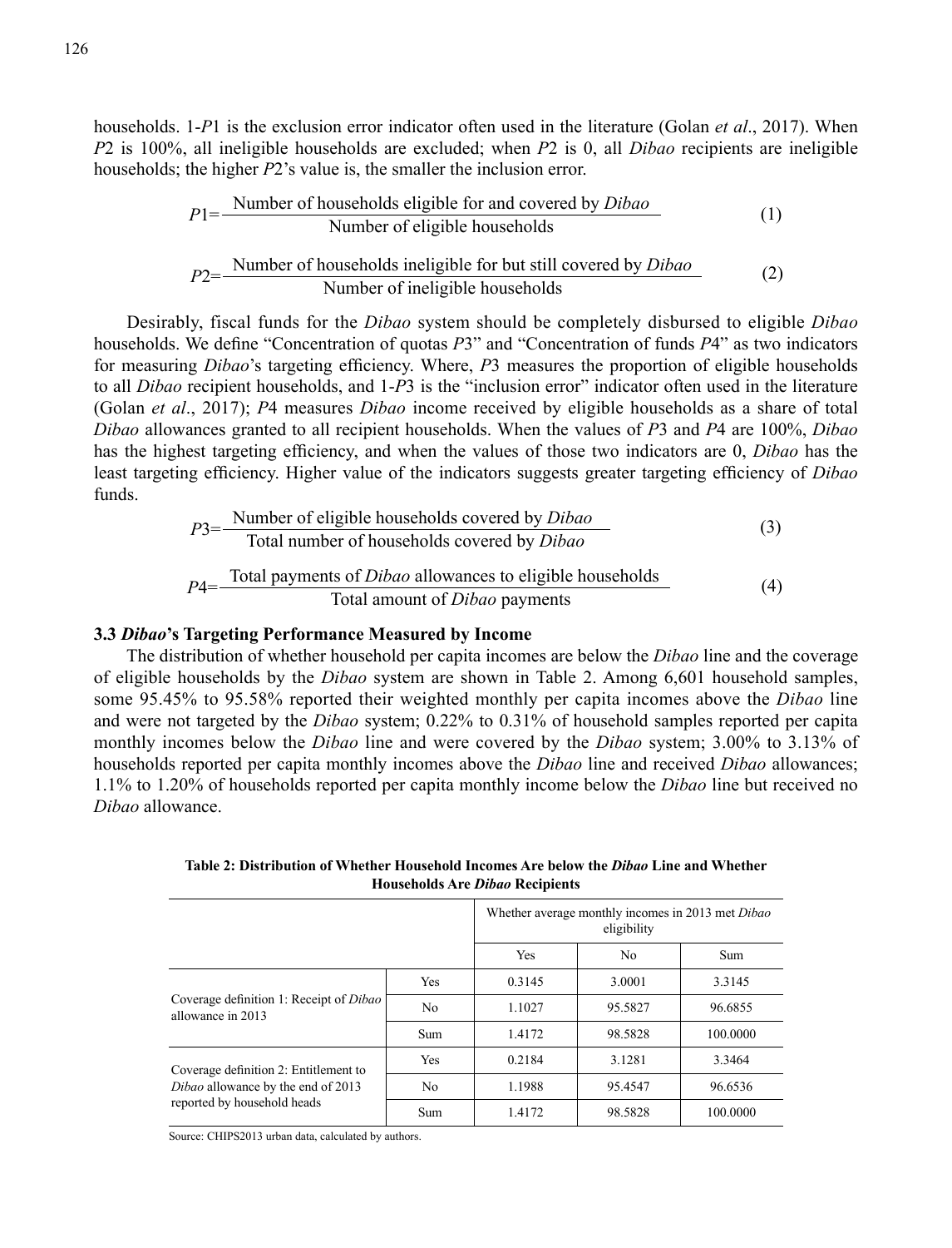households. 1-$P1$ is the exclusion error indicator often used in the literature (Golan *et al*., 2017). When $P2$ is 100%, all ineligible households are excluded; when $P2$ is 0, all *Dibao* recipients are ineligible households; the higher $P2$'s value is, the smaller the inclusion error.

$$P1 = \frac{\text{Number of households eligible for and covered by } \textit{Dibao}}{\text{Number of eligible households}} \tag{1}$$

$$P2 = \frac{\text{Number of households ineligible for but still covered by } \textit{Dibao}}{\text{Number of ineligible households}} \tag{2}$$

Desirably, fiscal funds for the *Dibao* system should be completely disbursed to eligible *Dibao* households. We define "Concentration of quotas $P3$" and "Concentration of funds $P4$" as two indicators for measuring *Dibao*'s targeting efficiency. Where, $P3$ measures the proportion of eligible households to all *Dibao* recipient households, and 1-$P3$ is the "inclusion error" indicator often used in the literature (Golan *et al*., 2017); $P4$ measures *Dibao* income received by eligible households as a share of total *Dibao* allowances granted to all recipient households. When the values of $P3$ and $P4$ are 100%, *Dibao* has the highest targeting efficiency, and when the values of those two indicators are 0, *Dibao* has the least targeting efficiency. Higher value of the indicators suggests greater targeting efficiency of *Dibao* funds.

$$P3 = \frac{\text{Number of eligible households covered by } \textit{Dibao}}{\text{Total number of households covered by } \textit{Dibao}} \tag{3}$$

$$P4 = \frac{\text{Total payments of } \textit{Dibao} \text{ allowances to eligible households}}{\text{Total amount of } \textit{Dibao} \text{ payments}} \tag{4}$$

### 3.3 *Dibao*'s Targeting Performance Measured by Income

The distribution of whether household per capita incomes are below the *Dibao* line and the coverage of eligible households by the *Dibao* system are shown in Table 2. Among 6,601 household samples, some 95.45% to 95.58% reported their weighted monthly per capita incomes above the *Dibao* line and were not targeted by the *Dibao* system; 0.22% to 0.31% of household samples reported per capita monthly incomes below the *Dibao* line and were covered by the *Dibao* system; 3.00% to 3.13% of households reported per capita monthly incomes above the *Dibao* line and received *Dibao* allowances; 1.1% to 1.20% of households reported per capita monthly income below the *Dibao* line but received no *Dibao* allowance.

**Table 2: Distribution of Whether Household Incomes Are below the *Dibao* Line and Whether Households Are *Dibao* Recipients**

| | | Whether average monthly incomes in 2013 met *Dibao* eligibility | | |
|---|---|---|---|---|
| | | Yes | No | Sum |
| Coverage definition 1: Receipt of *Dibao* allowance in 2013 | Yes | 0.3145 | 3.0001 | 3.3145 |
| | No | 1.1027 | 95.5827 | 96.6855 |
| | Sum | 1.4172 | 98.5828 | 100.0000 |
| Coverage definition 2: Entitlement to *Dibao* allowance by the end of 2013 reported by household heads | Yes | 0.2184 | 3.1281 | 3.3464 |
| | No | 1.1988 | 95.4547 | 96.6536 |
| | Sum | 1.4172 | 98.5828 | 100.0000 |

Source: CHIPS2013 urban data, calculated by authors.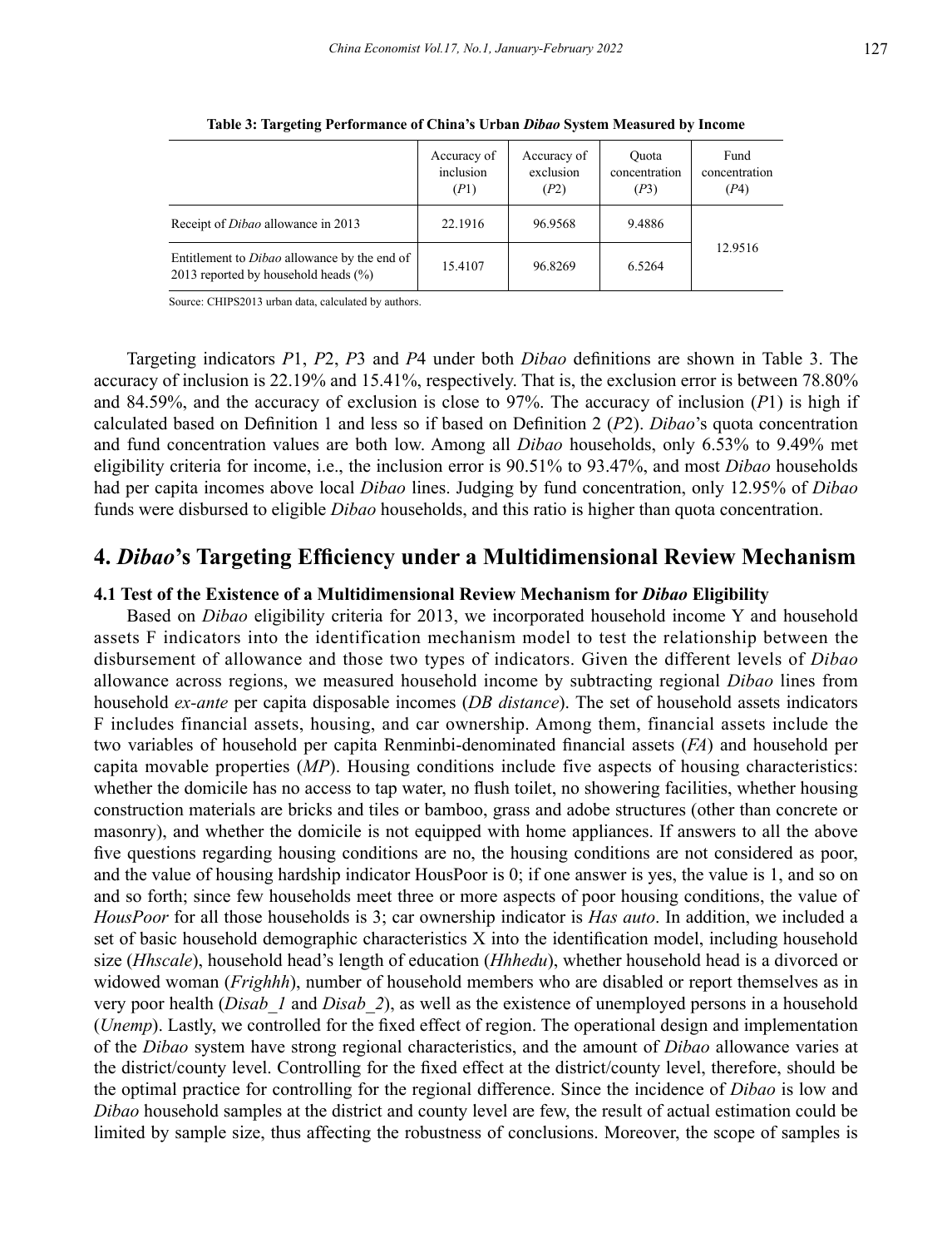**Table 3: Targeting Performance of China's Urban *Dibao* System Measured by Income**

| | Accuracy of inclusion ($P1$) | Accuracy of exclusion ($P2$) | Quota concentration ($P3$) | Fund concentration ($P4$) |
|---|---|---|---|---|
| Receipt of *Dibao* allowance in 2013 | 22.1916 | 96.9568 | 9.4886 | 12.9516 |
| Entitlement to *Dibao* allowance by the end of 2013 reported by household heads (%) | 15.4107 | 96.8269 | 6.5264 | |

Source: CHIPS2013 urban data, calculated by authors.

Targeting indicators $P1$, $P2$, $P3$ and $P4$ under both *Dibao* definitions are shown in Table 3. The accuracy of inclusion is 22.19% and 15.41%, respectively. That is, the exclusion error is between 78.80% and 84.59%, and the accuracy of exclusion is close to 97%. The accuracy of inclusion ($P1$) is high if calculated based on Definition 1 and less so if based on Definition 2 ($P2$). *Dibao*'s quota concentration and fund concentration values are both low. Among all *Dibao* households, only 6.53% to 9.49% met eligibility criteria for income, i.e., the inclusion error is 90.51% to 93.47%, and most *Dibao* households had per capita incomes above local *Dibao* lines. Judging by fund concentration, only 12.95% of *Dibao* funds were disbursed to eligible *Dibao* households, and this ratio is higher than quota concentration.

## 4. *Dibao*'s Targeting Efficiency under a Multidimensional Review Mechanism

### 4.1 Test of the Existence of a Multidimensional Review Mechanism for *Dibao* Eligibility

Based on *Dibao* eligibility criteria for 2013, we incorporated household income Y and household assets F indicators into the identification mechanism model to test the relationship between the disbursement of allowance and those two types of indicators. Given the different levels of *Dibao* allowance across regions, we measured household income by subtracting regional *Dibao* lines from household *ex-ante* per capita disposable incomes (*DB distance*). The set of household assets indicators F includes financial assets, housing, and car ownership. Among them, financial assets include the two variables of household per capita Renminbi-denominated financial assets (*FA*) and household per capita movable properties (*MP*). Housing conditions include five aspects of housing characteristics: whether the domicile has no access to tap water, no flush toilet, no showering facilities, whether housing construction materials are bricks and tiles or bamboo, grass and adobe structures (other than concrete or masonry), and whether the domicile is not equipped with home appliances. If answers to all the above five questions regarding housing conditions are no, the housing conditions are not considered as poor, and the value of housing hardship indicator HousPoor is 0; if one answer is yes, the value is 1, and so on and so forth; since few households meet three or more aspects of poor housing conditions, the value of *HousPoor* for all those households is 3; car ownership indicator is *Has auto*. In addition, we included a set of basic household demographic characteristics X into the identification model, including household size (*Hhscale*), household head's length of education (*Hhhedu*), whether household head is a divorced or widowed woman (*Frighhh*), number of household members who are disabled or report themselves as in very poor health (*Disab_1* and *Disab_2*), as well as the existence of unemployed persons in a household (*Unemp*). Lastly, we controlled for the fixed effect of region. The operational design and implementation of the *Dibao* system have strong regional characteristics, and the amount of *Dibao* allowance varies at the district/county level. Controlling for the fixed effect at the district/county level, therefore, should be the optimal practice for controlling for the regional difference. Since the incidence of *Dibao* is low and *Dibao* household samples at the district and county level are few, the result of actual estimation could be limited by sample size, thus affecting the robustness of conclusions. Moreover, the scope of samples is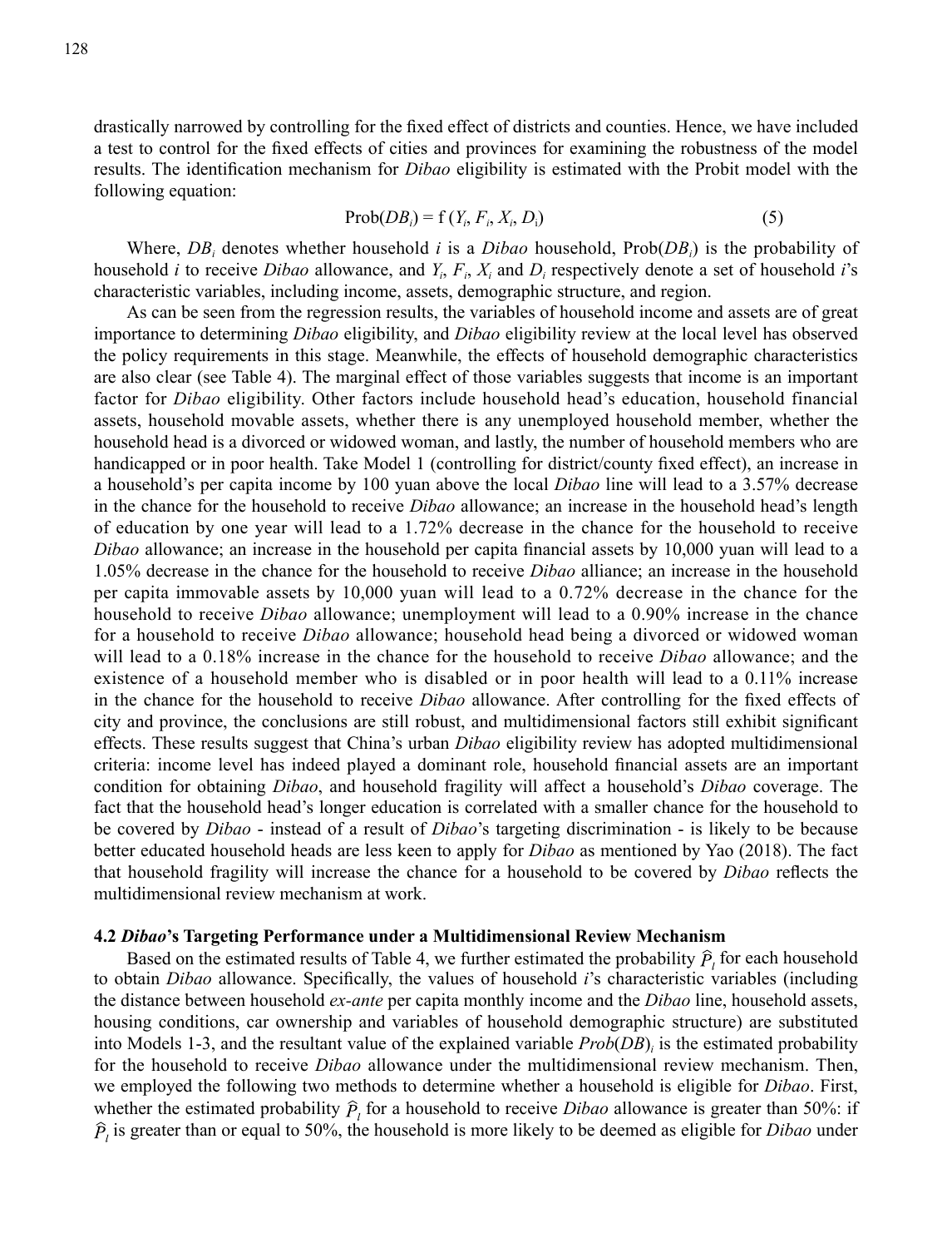drastically narrowed by controlling for the fixed effect of districts and counties. Hence, we have included a test to control for the fixed effects of cities and provinces for examining the robustness of the model results. The identification mechanism for *Dibao* eligibility is estimated with the Probit model with the following equation:

$$\text{Prob}(DB_i) = \text{f}\,(Y_i, F_i, X_i, D_i) \tag{5}$$

Where, $DB_i$ denotes whether household $i$ is a *Dibao* household, $\text{Prob}(DB_i)$ is the probability of household $i$ to receive *Dibao* allowance, and $Y_i$, $F_i$, $X_i$ and $D_i$ respectively denote a set of household $i$'s characteristic variables, including income, assets, demographic structure, and region.

As can be seen from the regression results, the variables of household income and assets are of great importance to determining *Dibao* eligibility, and *Dibao* eligibility review at the local level has observed the policy requirements in this stage. Meanwhile, the effects of household demographic characteristics are also clear (see Table 4). The marginal effect of those variables suggests that income is an important factor for *Dibao* eligibility. Other factors include household head's education, household financial assets, household movable assets, whether there is any unemployed household member, whether the household head is a divorced or widowed woman, and lastly, the number of household members who are handicapped or in poor health. Take Model 1 (controlling for district/county fixed effect), an increase in a household's per capita income by 100 yuan above the local *Dibao* line will lead to a 3.57% decrease in the chance for the household to receive *Dibao* allowance; an increase in the household head's length of education by one year will lead to a 1.72% decrease in the chance for the household to receive *Dibao* allowance; an increase in the household per capita financial assets by 10,000 yuan will lead to a 1.05% decrease in the chance for the household to receive *Dibao* alliance; an increase in the household per capita immovable assets by 10,000 yuan will lead to a 0.72% decrease in the chance for the household to receive *Dibao* allowance; unemployment will lead to a 0.90% increase in the chance for a household to receive *Dibao* allowance; household head being a divorced or widowed woman will lead to a 0.18% increase in the chance for the household to receive *Dibao* allowance; and the existence of a household member who is disabled or in poor health will lead to a 0.11% increase in the chance for the household to receive *Dibao* allowance. After controlling for the fixed effects of city and province, the conclusions are still robust, and multidimensional factors still exhibit significant effects. These results suggest that China's urban *Dibao* eligibility review has adopted multidimensional criteria: income level has indeed played a dominant role, household financial assets are an important condition for obtaining *Dibao*, and household fragility will affect a household's *Dibao* coverage. The fact that the household head's longer education is correlated with a smaller chance for the household to be covered by *Dibao* - instead of a result of *Dibao*'s targeting discrimination - is likely to be because better educated household heads are less keen to apply for *Dibao* as mentioned by Yao (2018). The fact that household fragility will increase the chance for a household to be covered by *Dibao* reflects the multidimensional review mechanism at work.

### 4.2 *Dibao*'s Targeting Performance under a Multidimensional Review Mechanism

Based on the estimated results of Table 4, we further estimated the probability $\widehat{P}_i$ for each household to obtain *Dibao* allowance. Specifically, the values of household $i$'s characteristic variables (including the distance between household *ex-ante* per capita monthly income and the *Dibao* line, household assets, housing conditions, car ownership and variables of household demographic structure) are substituted into Models 1-3, and the resultant value of the explained variable $Prob(DB)_i$ is the estimated probability for the household to receive *Dibao* allowance under the multidimensional review mechanism. Then, we employed the following two methods to determine whether a household is eligible for *Dibao*. First, whether the estimated probability $\widehat{P}_i$ for a household to receive *Dibao* allowance is greater than 50%: if $\widehat{P}_i$ is greater than or equal to 50%, the household is more likely to be deemed as eligible for *Dibao* under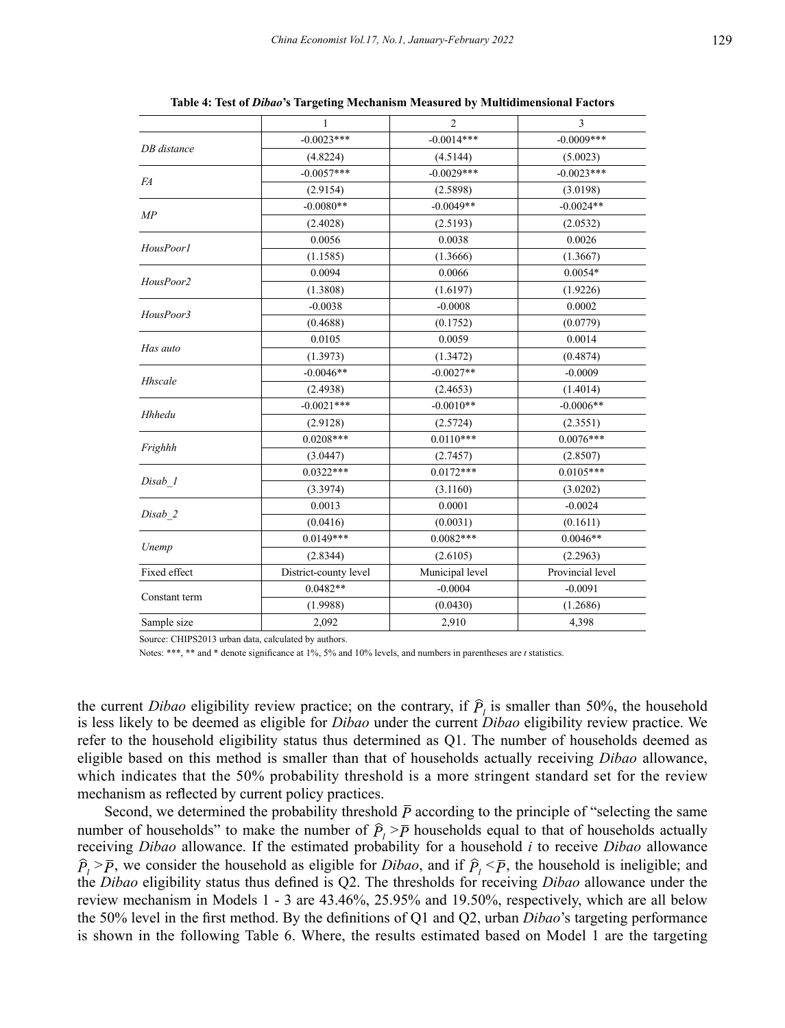**Table 4: Test of *Dibao*'s Targeting Mechanism Measured by Multidimensional Factors**

| | 1 | 2 | 3 |
|---|---|---|---|
| *DB distance* | -0.0023*** | -0.0014*** | -0.0009*** |
| | (4.8224) | (4.5144) | (5.0023) |
| *FA* | -0.0057*** | -0.0029*** | -0.0023*** |
| | (2.9154) | (2.5898) | (3.0198) |
| *MP* | -0.0080** | -0.0049** | -0.0024** |
| | (2.4028) | (2.5193) | (2.0532) |
| *HousPoor1* | 0.0056 | 0.0038 | 0.0026 |
| | (1.1585) | (1.3666) | (1.3667) |
| *HousPoor2* | 0.0094 | 0.0066 | 0.0054* |
| | (1.3808) | (1.6197) | (1.9226) |
| *HousPoor3* | -0.0038 | -0.0008 | 0.0002 |
| | (0.4688) | (0.1752) | (0.0779) |
| *Has auto* | 0.0105 | 0.0059 | 0.0014 |
| | (1.3973) | (1.3472) | (0.4874) |
| *Hhscale* | -0.0046** | -0.0027** | -0.0009 |
| | (2.4938) | (2.4653) | (1.4014) |
| *Hhhedu* | -0.0021*** | -0.0010** | -0.0006** |
| | (2.9128) | (2.5724) | (2.3551) |
| *Frighhh* | 0.0208*** | 0.0110*** | 0.0076*** |
| | (3.0447) | (2.7457) | (2.8507) |
| *Disab_1* | 0.0322*** | 0.0172*** | 0.0105*** |
| | (3.3974) | (3.1160) | (3.0202) |
| *Disab_2* | 0.0013 | 0.0001 | -0.0024 |
| | (0.0416) | (0.0031) | (0.1611) |
| *Unemp* | 0.0149*** | 0.0082*** | 0.0046** |
| | (2.8344) | (2.6105) | (2.2963) |
| Fixed effect | District-county level | Municipal level | Provincial level |
| Constant term | 0.0482** | -0.0004 | -0.0091 |
| | (1.9988) | (0.0430) | (1.2686) |
| Sample size | 2,092 | 2,910 | 4,398 |

Source: CHIPS2013 urban data, calculated by authors.

Notes: ***, ** and * denote significance at 1%, 5% and 10% levels, and numbers in parentheses are *t* statistics.

the current *Dibao* eligibility review practice; on the contrary, if $\widehat{P}_i$ is smaller than 50%, the household is less likely to be deemed as eligible for *Dibao* under the current *Dibao* eligibility review practice. We refer to the household eligibility status thus determined as Q1. The number of households deemed as eligible based on this method is smaller than that of households actually receiving *Dibao* allowance, which indicates that the 50% probability threshold is a more stringent standard set for the review mechanism as reflected by current policy practices.

Second, we determined the probability threshold $\bar{P}$ according to the principle of "selecting the same number of households" to make the number of $\widehat{P}_i > \bar{P}$ households equal to that of households actually receiving *Dibao* allowance. If the estimated probability for a household *i* to receive *Dibao* allowance $\widehat{P}_i > \bar{P}$, we consider the household as eligible for *Dibao*, and if $\widehat{P}_i < \bar{P}$, the household is ineligible; and the *Dibao* eligibility status thus defined is Q2. The thresholds for receiving *Dibao* allowance under the review mechanism in Models 1 - 3 are 43.46%, 25.95% and 19.50%, respectively, which are all below the 50% level in the first method. By the definitions of Q1 and Q2, urban *Dibao*'s targeting performance is shown in the following Table 6. Where, the results estimated based on Model 1 are the targeting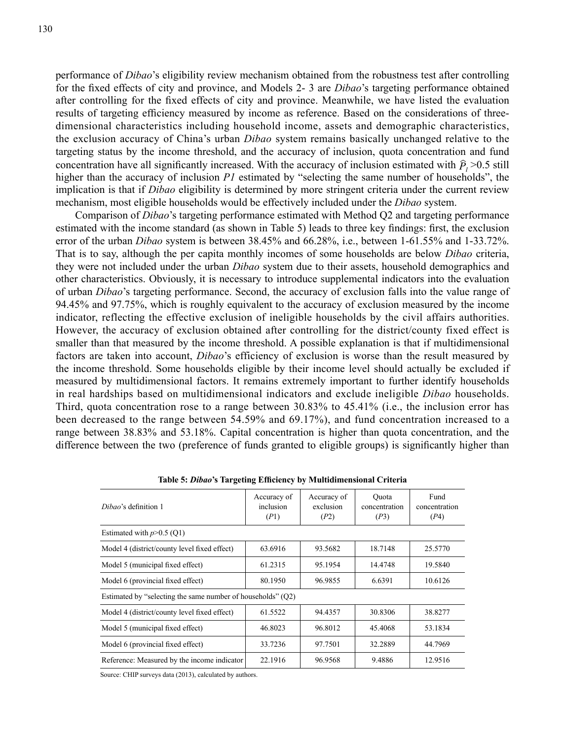performance of *Dibao*'s eligibility review mechanism obtained from the robustness test after controlling for the fixed effects of city and province, and Models 2- 3 are *Dibao*'s targeting performance obtained after controlling for the fixed effects of city and province. Meanwhile, we have listed the evaluation results of targeting efficiency measured by income as reference. Based on the considerations of three-dimensional characteristics including household income, assets and demographic characteristics, the exclusion accuracy of China's urban *Dibao* system remains basically unchanged relative to the targeting status by the income threshold, and the accuracy of inclusion, quota concentration and fund concentration have all significantly increased. With the accuracy of inclusion estimated with $\widehat{P}_1 > 0.5$ still higher than the accuracy of inclusion *P1* estimated by "selecting the same number of households", the implication is that if *Dibao* eligibility is determined by more stringent criteria under the current review mechanism, most eligible households would be effectively included under the *Dibao* system.

Comparison of *Dibao*'s targeting performance estimated with Method Q2 and targeting performance estimated with the income standard (as shown in Table 5) leads to three key findings: first, the exclusion error of the urban *Dibao* system is between 38.45% and 66.28%, i.e., between 1-61.55% and 1-33.72%. That is to say, although the per capita monthly incomes of some households are below *Dibao* criteria, they were not included under the urban *Dibao* system due to their assets, household demographics and other characteristics. Obviously, it is necessary to introduce supplemental indicators into the evaluation of urban *Dibao*'s targeting performance. Second, the accuracy of exclusion falls into the value range of 94.45% and 97.75%, which is roughly equivalent to the accuracy of exclusion measured by the income indicator, reflecting the effective exclusion of ineligible households by the civil affairs authorities. However, the accuracy of exclusion obtained after controlling for the district/county fixed effect is smaller than that measured by the income threshold. A possible explanation is that if multidimensional factors are taken into account, *Dibao*'s efficiency of exclusion is worse than the result measured by the income threshold. Some households eligible by their income level should actually be excluded if measured by multidimensional factors. It remains extremely important to further identify households in real hardships based on multidimensional indicators and exclude ineligible *Dibao* households. Third, quota concentration rose to a range between 30.83% to 45.41% (i.e., the inclusion error has been decreased to the range between 54.59% and 69.17%), and fund concentration increased to a range between 38.83% and 53.18%. Capital concentration is higher than quota concentration, and the difference between the two (preference of funds granted to eligible groups) is significantly higher than

**Table 5: *Dibao*'s Targeting Efficiency by Multidimensional Criteria**

| *Dibao*'s definition 1 | Accuracy of inclusion (*P*1) | Accuracy of exclusion (*P*2) | Quota concentration (*P*3) | Fund concentration (*P*4) |
|---|---|---|---|---|
| Estimated with $p$>0.5 (Q1) | | | | |
| Model 4 (district/county level fixed effect) | 63.6916 | 93.5682 | 18.7148 | 25.5770 |
| Model 5 (municipal fixed effect) | 61.2315 | 95.1954 | 14.4748 | 19.5840 |
| Model 6 (provincial fixed effect) | 80.1950 | 96.9855 | 6.6391 | 10.6126 |
| Estimated by "selecting the same number of households" (Q2) | | | | |
| Model 4 (district/county level fixed effect) | 61.5522 | 94.4357 | 30.8306 | 38.8277 |
| Model 5 (municipal fixed effect) | 46.8023 | 96.8012 | 45.4068 | 53.1834 |
| Model 6 (provincial fixed effect) | 33.7236 | 97.7501 | 32.2889 | 44.7969 |
| Reference: Measured by the income indicator | 22.1916 | 96.9568 | 9.4886 | 12.9516 |

Source: CHIP surveys data (2013), calculated by authors.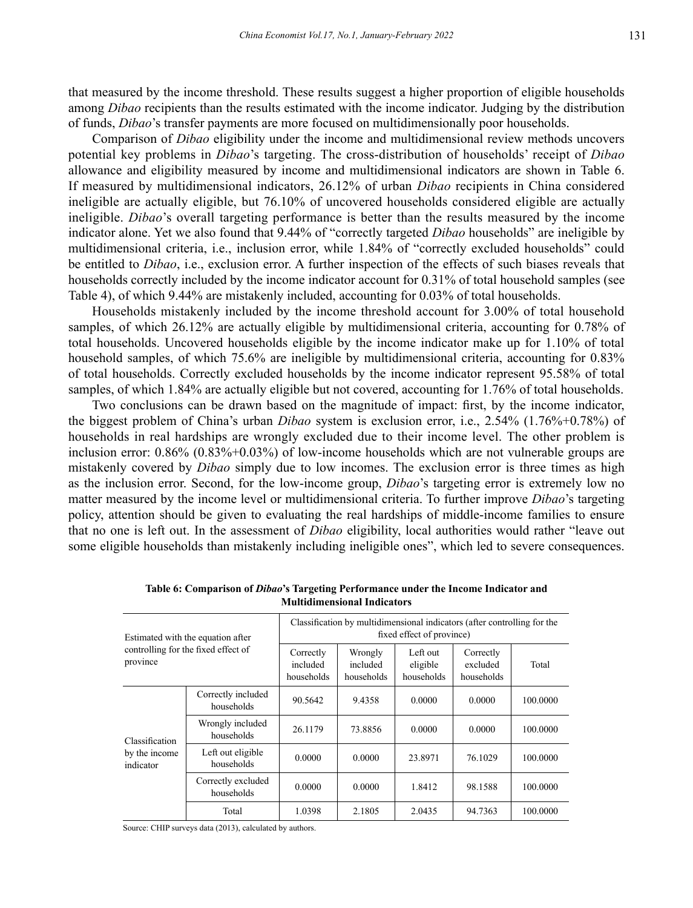that measured by the income threshold. These results suggest a higher proportion of eligible households among *Dibao* recipients than the results estimated with the income indicator. Judging by the distribution of funds, *Dibao*'s transfer payments are more focused on multidimensionally poor households.

Comparison of *Dibao* eligibility under the income and multidimensional review methods uncovers potential key problems in *Dibao*'s targeting. The cross-distribution of households' receipt of *Dibao* allowance and eligibility measured by income and multidimensional indicators are shown in Table 6. If measured by multidimensional indicators, 26.12% of urban *Dibao* recipients in China considered ineligible are actually eligible, but 76.10% of uncovered households considered eligible are actually ineligible. *Dibao*'s overall targeting performance is better than the results measured by the income indicator alone. Yet we also found that 9.44% of "correctly targeted *Dibao* households" are ineligible by multidimensional criteria, i.e., inclusion error, while 1.84% of "correctly excluded households" could be entitled to *Dibao*, i.e., exclusion error. A further inspection of the effects of such biases reveals that households correctly included by the income indicator account for 0.31% of total household samples (see Table 4), of which 9.44% are mistakenly included, accounting for 0.03% of total households.

Households mistakenly included by the income threshold account for 3.00% of total household samples, of which 26.12% are actually eligible by multidimensional criteria, accounting for 0.78% of total households. Uncovered households eligible by the income indicator make up for 1.10% of total household samples, of which 75.6% are ineligible by multidimensional criteria, accounting for 0.83% of total households. Correctly excluded households by the income indicator represent 95.58% of total samples, of which 1.84% are actually eligible but not covered, accounting for 1.76% of total households.

Two conclusions can be drawn based on the magnitude of impact: first, by the income indicator, the biggest problem of China's urban *Dibao* system is exclusion error, i.e., 2.54% (1.76%+0.78%) of households in real hardships are wrongly excluded due to their income level. The other problem is inclusion error: 0.86% (0.83%+0.03%) of low-income households which are not vulnerable groups are mistakenly covered by *Dibao* simply due to low incomes. The exclusion error is three times as high as the inclusion error. Second, for the low-income group, *Dibao*'s targeting error is extremely low no matter measured by the income level or multidimensional criteria. To further improve *Dibao*'s targeting policy, attention should be given to evaluating the real hardships of middle-income families to ensure that no one is left out. In the assessment of *Dibao* eligibility, local authorities would rather "leave out some eligible households than mistakenly including ineligible ones", which led to severe consequences.

**Table 6: Comparison of *Dibao*'s Targeting Performance under the Income Indicator and Multidimensional Indicators**

| Estimated with the equation after controlling for the fixed effect of province | | Classification by multidimensional indicators (after controlling for the fixed effect of province) | | | | |
|---|---|---|---|---|---|---|
| | | Correctly included households | Wrongly included households | Left out eligible households | Correctly excluded households | Total |
| Classification by the income indicator | Correctly included households | 90.5642 | 9.4358 | 0.0000 | 0.0000 | 100.0000 |
| | Wrongly included households | 26.1179 | 73.8856 | 0.0000 | 0.0000 | 100.0000 |
| | Left out eligible households | 0.0000 | 0.0000 | 23.8971 | 76.1029 | 100.0000 |
| | Correctly excluded households | 0.0000 | 0.0000 | 1.8412 | 98.1588 | 100.0000 |
| | Total | 1.0398 | 2.1805 | 2.0435 | 94.7363 | 100.0000 |

Source: CHIP surveys data (2013), calculated by authors.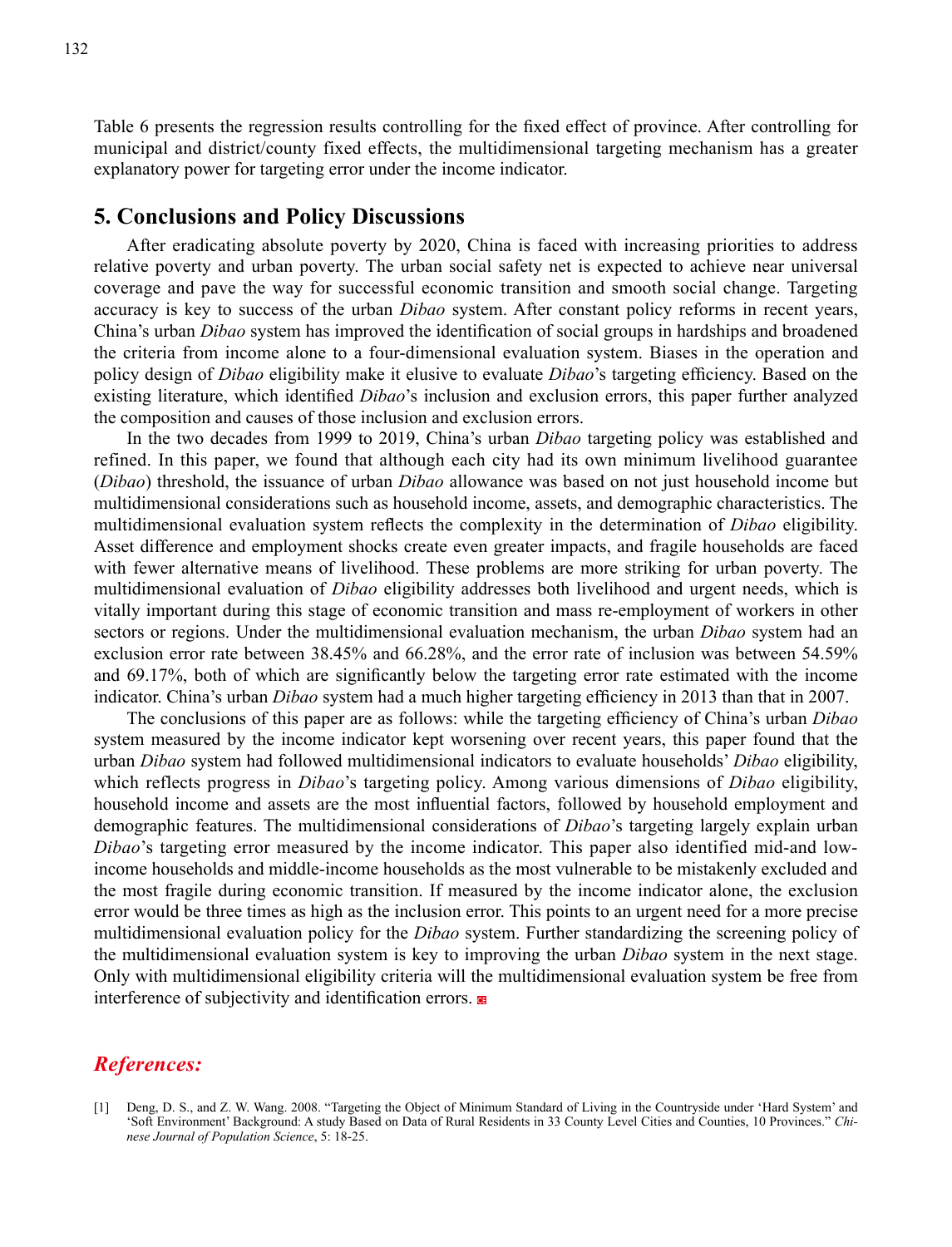Table 6 presents the regression results controlling for the fixed effect of province. After controlling for municipal and district/county fixed effects, the multidimensional targeting mechanism has a greater explanatory power for targeting error under the income indicator.

## 5. Conclusions and Policy Discussions

After eradicating absolute poverty by 2020, China is faced with increasing priorities to address relative poverty and urban poverty. The urban social safety net is expected to achieve near universal coverage and pave the way for successful economic transition and smooth social change. Targeting accuracy is key to success of the urban *Dibao* system. After constant policy reforms in recent years, China's urban *Dibao* system has improved the identification of social groups in hardships and broadened the criteria from income alone to a four-dimensional evaluation system. Biases in the operation and policy design of *Dibao* eligibility make it elusive to evaluate *Dibao*'s targeting efficiency. Based on the existing literature, which identified *Dibao*'s inclusion and exclusion errors, this paper further analyzed the composition and causes of those inclusion and exclusion errors.

In the two decades from 1999 to 2019, China's urban *Dibao* targeting policy was established and refined. In this paper, we found that although each city had its own minimum livelihood guarantee (*Dibao*) threshold, the issuance of urban *Dibao* allowance was based on not just household income but multidimensional considerations such as household income, assets, and demographic characteristics. The multidimensional evaluation system reflects the complexity in the determination of *Dibao* eligibility. Asset difference and employment shocks create even greater impacts, and fragile households are faced with fewer alternative means of livelihood. These problems are more striking for urban poverty. The multidimensional evaluation of *Dibao* eligibility addresses both livelihood and urgent needs, which is vitally important during this stage of economic transition and mass re-employment of workers in other sectors or regions. Under the multidimensional evaluation mechanism, the urban *Dibao* system had an exclusion error rate between 38.45% and 66.28%, and the error rate of inclusion was between 54.59% and 69.17%, both of which are significantly below the targeting error rate estimated with the income indicator. China's urban *Dibao* system had a much higher targeting efficiency in 2013 than that in 2007.

The conclusions of this paper are as follows: while the targeting efficiency of China's urban *Dibao* system measured by the income indicator kept worsening over recent years, this paper found that the urban *Dibao* system had followed multidimensional indicators to evaluate households' *Dibao* eligibility, which reflects progress in *Dibao*'s targeting policy. Among various dimensions of *Dibao* eligibility, household income and assets are the most influential factors, followed by household employment and demographic features. The multidimensional considerations of *Dibao*'s targeting largely explain urban *Dibao*'s targeting error measured by the income indicator. This paper also identified mid-and low-income households and middle-income households as the most vulnerable to be mistakenly excluded and the most fragile during economic transition. If measured by the income indicator alone, the exclusion error would be three times as high as the inclusion error. This points to an urgent need for a more precise multidimensional evaluation policy for the *Dibao* system. Further standardizing the screening policy of the multidimensional evaluation system is key to improving the urban *Dibao* system in the next stage. Only with multidimensional eligibility criteria will the multidimensional evaluation system be free from interference of subjectivity and identification errors.

## *References:*

[1] Deng, D. S., and Z. W. Wang. 2008. "Targeting the Object of Minimum Standard of Living in the Countryside under 'Hard System' and 'Soft Environment' Background: A study Based on Data of Rural Residents in 33 County Level Cities and Counties, 10 Provinces." *Chinese Journal of Population Science*, 5: 18-25.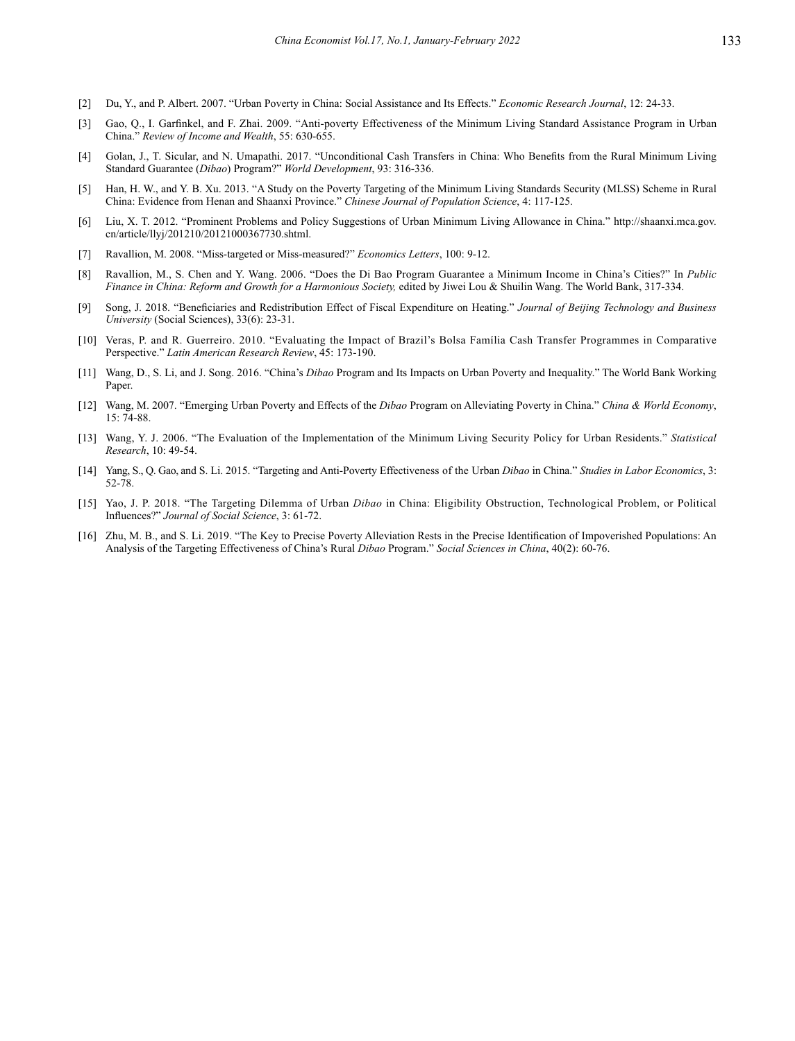[2] Du, Y., and P. Albert. 2007. "Urban Poverty in China: Social Assistance and Its Effects." *Economic Research Journal*, 12: 24-33.

[3] Gao, Q., I. Garfinkel, and F. Zhai. 2009. "Anti-poverty Effectiveness of the Minimum Living Standard Assistance Program in Urban China." *Review of Income and Wealth*, 55: 630-655.

[4] Golan, J., T. Sicular, and N. Umapathi. 2017. "Unconditional Cash Transfers in China: Who Benefits from the Rural Minimum Living Standard Guarantee (*Dibao*) Program?" *World Development*, 93: 316-336.

[5] Han, H. W., and Y. B. Xu. 2013. "A Study on the Poverty Targeting of the Minimum Living Standards Security (MLSS) Scheme in Rural China: Evidence from Henan and Shaanxi Province." *Chinese Journal of Population Science*, 4: 117-125.

[6] Liu, X. T. 2012. "Prominent Problems and Policy Suggestions of Urban Minimum Living Allowance in China." http://shaanxi.mca.gov.cn/article/llyj/201210/20121000367730.shtml.

[7] Ravallion, M. 2008. "Miss-targeted or Miss-measured?" *Economics Letters*, 100: 9-12.

[8] Ravallion, M., S. Chen and Y. Wang. 2006. "Does the Di Bao Program Guarantee a Minimum Income in China's Cities?" In *Public Finance in China: Reform and Growth for a Harmonious Society,* edited by Jiwei Lou & Shuilin Wang. The World Bank, 317-334.

[9] Song, J. 2018. "Beneficiaries and Redistribution Effect of Fiscal Expenditure on Heating." *Journal of Beijing Technology and Business University* (Social Sciences), 33(6): 23-31.

[10] Veras, P. and R. Guerreiro. 2010. "Evaluating the Impact of Brazil's Bolsa Família Cash Transfer Programmes in Comparative Perspective." *Latin American Research Review*, 45: 173-190.

[11] Wang, D., S. Li, and J. Song. 2016. "China's *Dibao* Program and Its Impacts on Urban Poverty and Inequality." The World Bank Working Paper.

[12] Wang, M. 2007. "Emerging Urban Poverty and Effects of the *Dibao* Program on Alleviating Poverty in China." *China & World Economy*, 15: 74-88.

[13] Wang, Y. J. 2006. "The Evaluation of the Implementation of the Minimum Living Security Policy for Urban Residents." *Statistical Research*, 10: 49-54.

[14] Yang, S., Q. Gao, and S. Li. 2015. "Targeting and Anti-Poverty Effectiveness of the Urban *Dibao* in China." *Studies in Labor Economics*, 3: 52-78.

[15] Yao, J. P. 2018. "The Targeting Dilemma of Urban *Dibao* in China: Eligibility Obstruction, Technological Problem, or Political Influences?" *Journal of Social Science*, 3: 61-72.

[16] Zhu, M. B., and S. Li. 2019. "The Key to Precise Poverty Alleviation Rests in the Precise Identification of Impoverished Populations: An Analysis of the Targeting Effectiveness of China's Rural *Dibao* Program." *Social Sciences in China*, 40(2): 60-76.